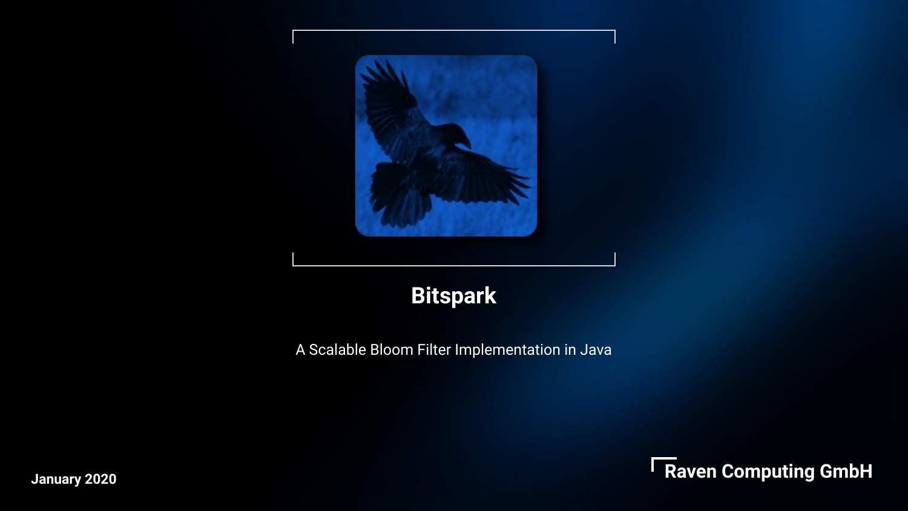# Bitspark

A Scalable Bloom Filter Implementation in Java

**January 2020**

**Raven Computing GmbH**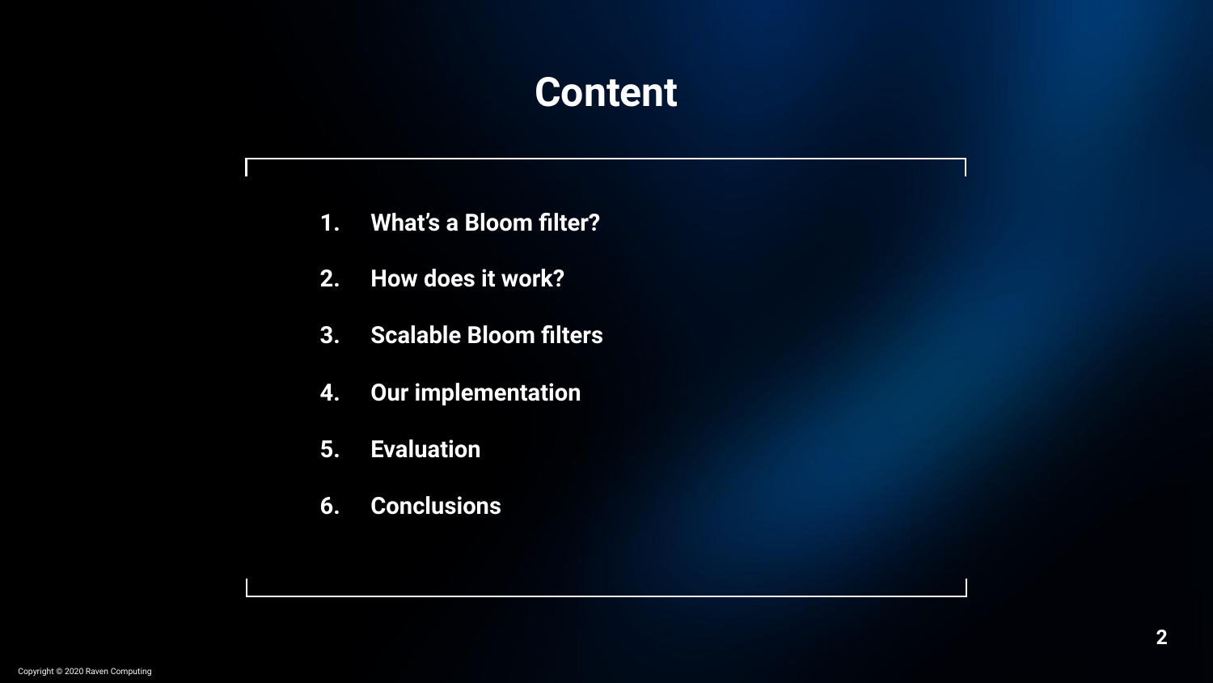# Content

1. **What's a Bloom filter?**
2. **How does it work?**
3. **Scalable Bloom filters**
4. **Our implementation**
5. **Evaluation**
6. **Conclusions**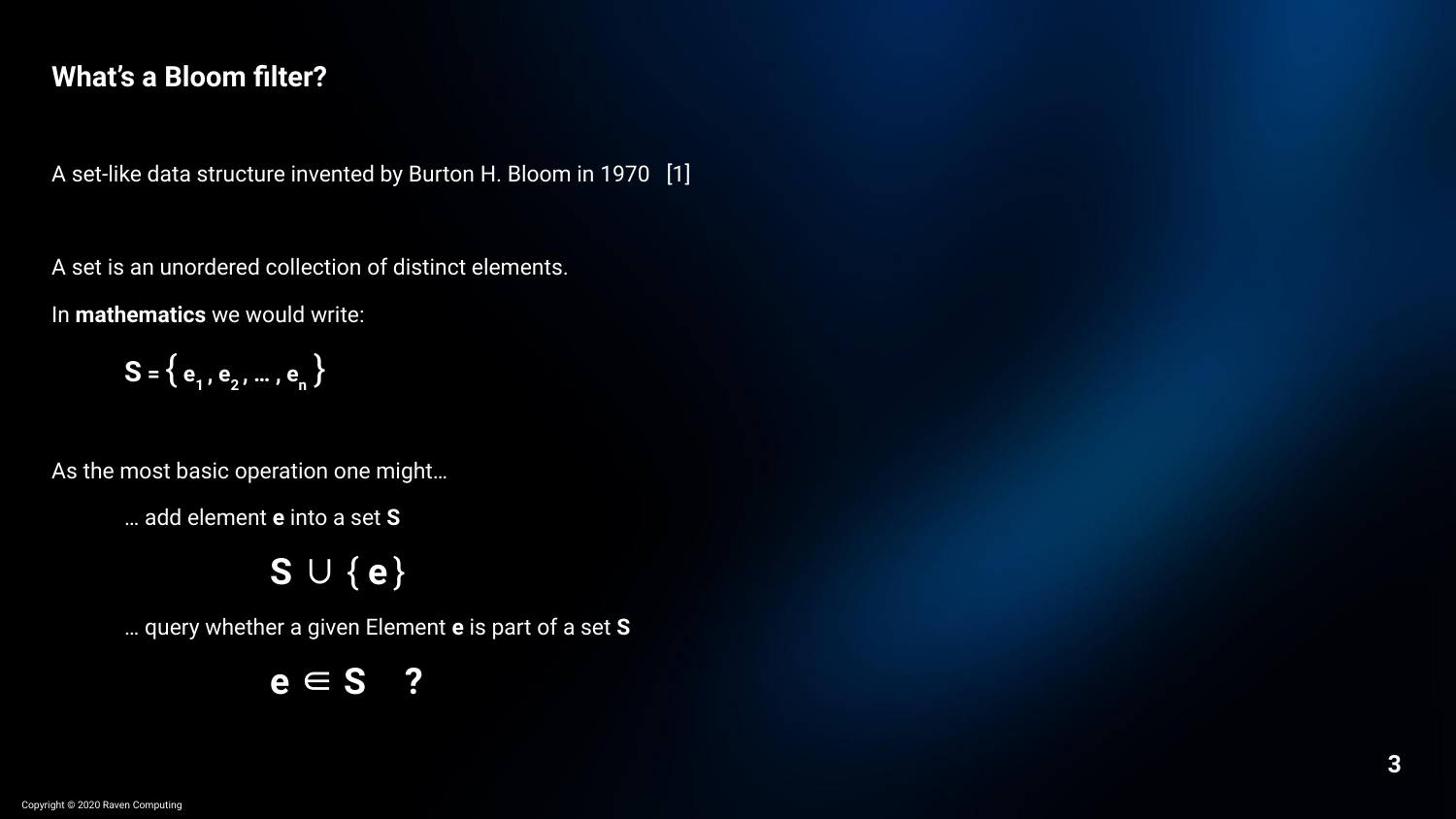## What's a Bloom filter?

A set-like data structure invented by Burton H. Bloom in 1970 [1]

A set is an unordered collection of distinct elements.

In **mathematics** we would write:

$$S = \{ e_1, e_2, \dots, e_n \}$$

As the most basic operation one might…

… add element **e** into a set **S**

$$S \cup \{ e \}$$

… query whether a given Element **e** is part of a set **S**

$$e \in S \quad ?$$

Copyright © 2020 Raven Computing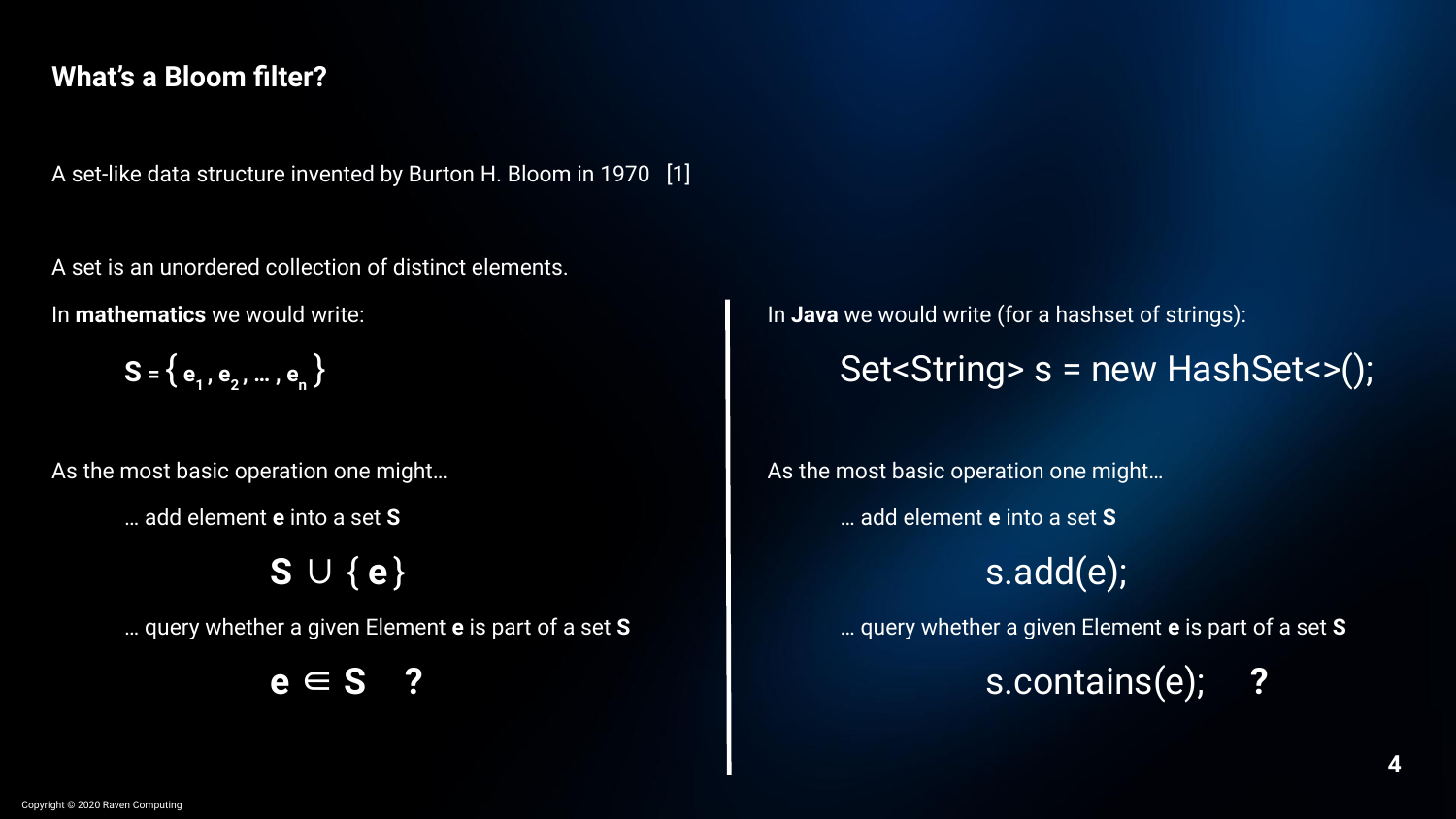## What's a Bloom filter?

A set-like data structure invented by Burton H. Bloom in 1970 [1]

A set is an unordered collection of distinct elements.

In **mathematics** we would write:

$$S = \{ e_1, e_2, \dots, e_n \}$$

As the most basic operation one might…

… add element **e** into a set **S**

$$S \cup \{ e \}$$

… query whether a given Element **e** is part of a set **S**

$$e \in S \quad ?$$

In **Java** we would write (for a hashset of strings):

```java
Set<String> s = new HashSet<>();
```

As the most basic operation one might…

… add element **e** into a set **S**

```java
s.add(e);
```

… query whether a given Element **e** is part of a set **S**

```java
s.contains(e);     ?
```

Copyright © 2020 Raven Computing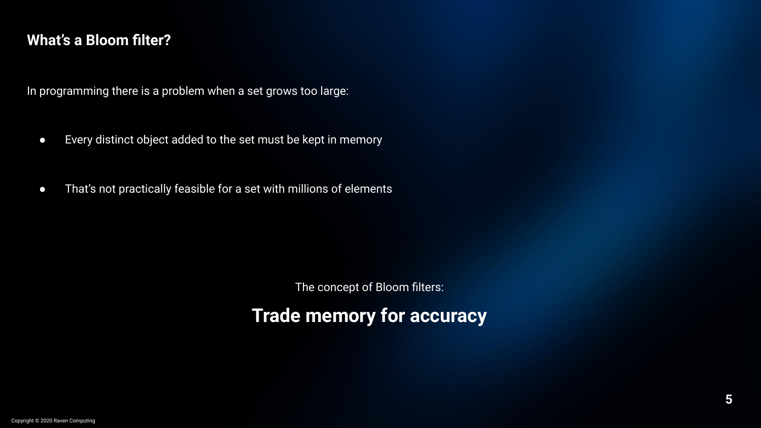## What's a Bloom filter?

In programming there is a problem when a set grows too large:

- Every distinct object added to the set must be kept in memory
- That's not practically feasible for a set with millions of elements

The concept of Bloom filters:

**Trade memory for accuracy**

Copyright © 2020 Raven Computing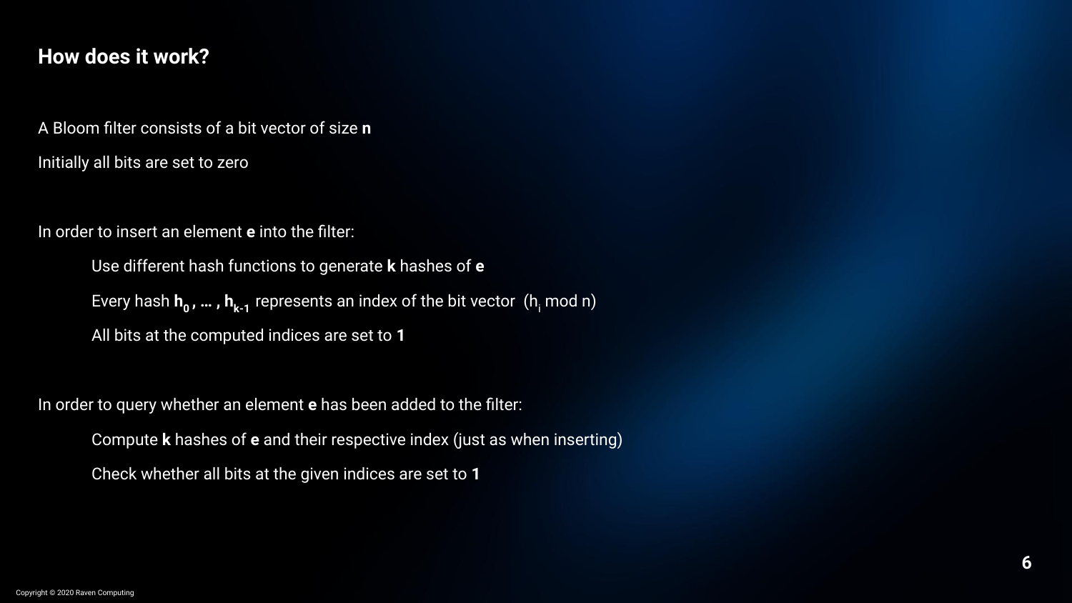## How does it work?

A Bloom filter consists of a bit vector of size **n**

Initially all bits are set to zero

In order to insert an element **e** into the filter:

- Use different hash functions to generate **k** hashes of **e**
- Every hash $h_0, \dots, h_{k-1}$ represents an index of the bit vector ($h_i \bmod n$)
- All bits at the computed indices are set to **1**

In order to query whether an element **e** has been added to the filter:

- Compute **k** hashes of **e** and their respective index (just as when inserting)
- Check whether all bits at the given indices are set to **1**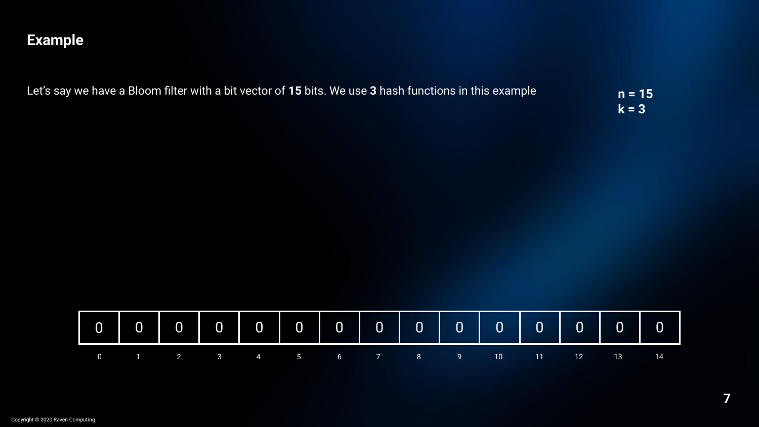## Example

Let's say we have a Bloom filter with a bit vector of **15** bits. We use **3** hash functions in this example

**n = 15**
**k = 3**

| 0 | 0 | 0 | 0 | 0 | 0 | 0 | 0 | 0 | 0 | 0 | 0 | 0 | 0 | 0 |
|---|---|---|---|---|---|---|---|---|---|---|---|---|---|---|
| 0 | 1 | 2 | 3 | 4 | 5 | 6 | 7 | 8 | 9 | 10 | 11 | 12 | 13 | 14 |

Copyright © 2020 Raven Computing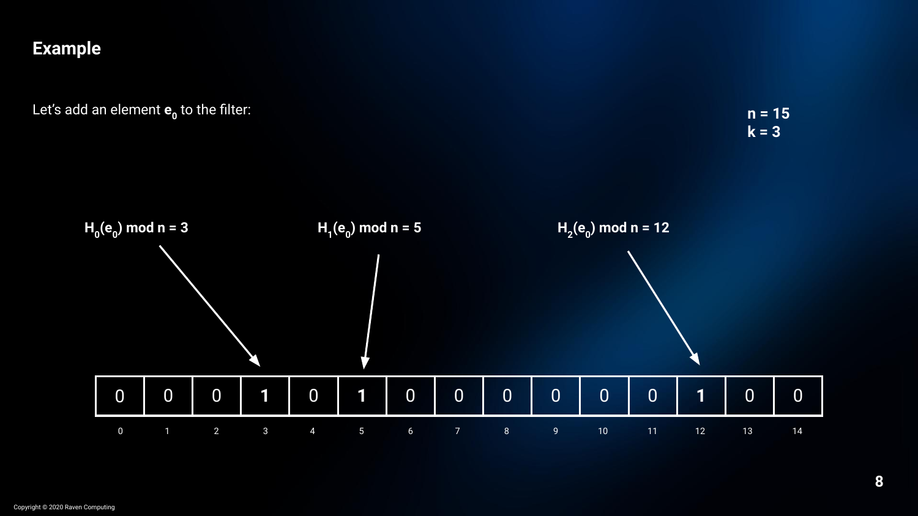## Example

Let's add an element $\mathbf{e_0}$ to the filter:

**$n = 15$**
**$k = 3$**

**$H_0(e_0) \bmod n = 3$**

**$H_1(e_0) \bmod n = 5$**

**$H_2(e_0) \bmod n = 12$**

| 0 | 0 | 0 | **1** | 0 | **1** | 0 | 0 | 0 | 0 | 0 | 0 | **1** | 0 | 0 |
|---|---|---|---|---|---|---|---|---|---|---|---|---|---|---|
| 0 | 1 | 2 | 3 | 4 | 5 | 6 | 7 | 8 | 9 | 10 | 11 | 12 | 13 | 14 |

Copyright © 2020 Raven Computing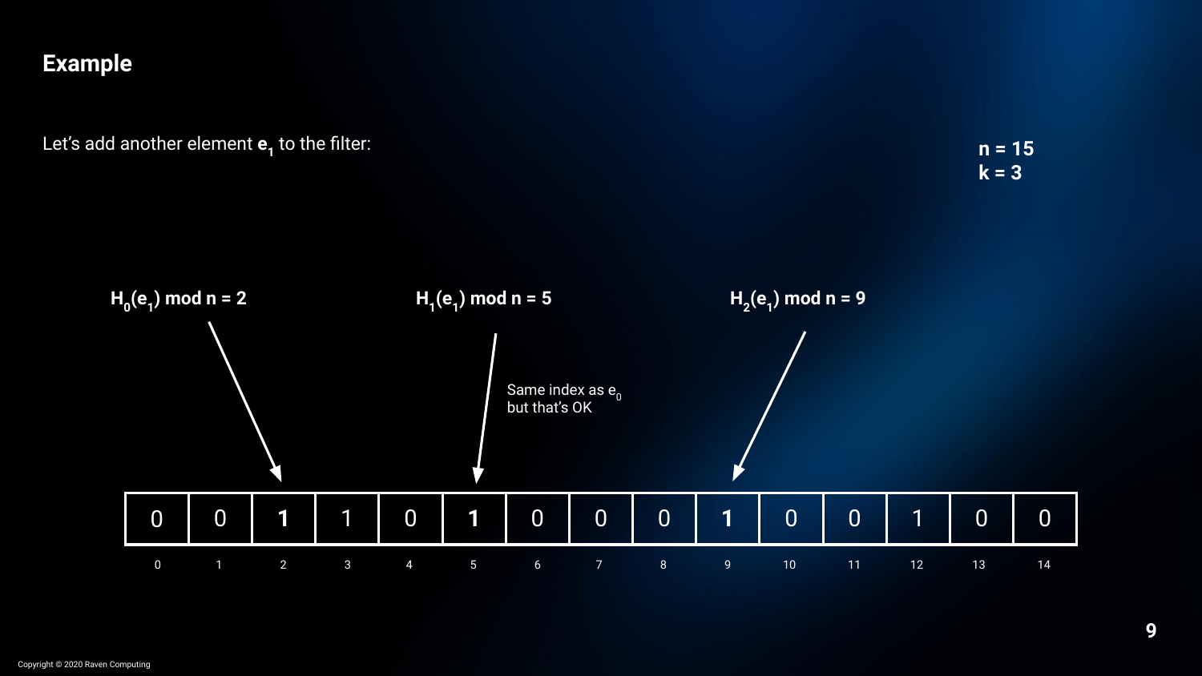# Example

Let's add another element $\mathbf{e_1}$ to the filter:

**n = 15**
**k = 3**

**$H_0(e_1)$ mod n = 2**

**$H_1(e_1)$ mod n = 5**

Same index as $e_0$ but that's OK

**$H_2(e_1)$ mod n = 9**

| 0 | 1 | 2 | 3 | 4 | 5 | 6 | 7 | 8 | 9 | 10 | 11 | 12 | 13 | 14 |
|---|---|---|---|---|---|---|---|---|---|---|---|---|---|---|
| 0 | 0 | **1** | 1 | 0 | **1** | 0 | 0 | 0 | **1** | 0 | 0 | 1 | 0 | 0 |

Copyright © 2020 Raven Computing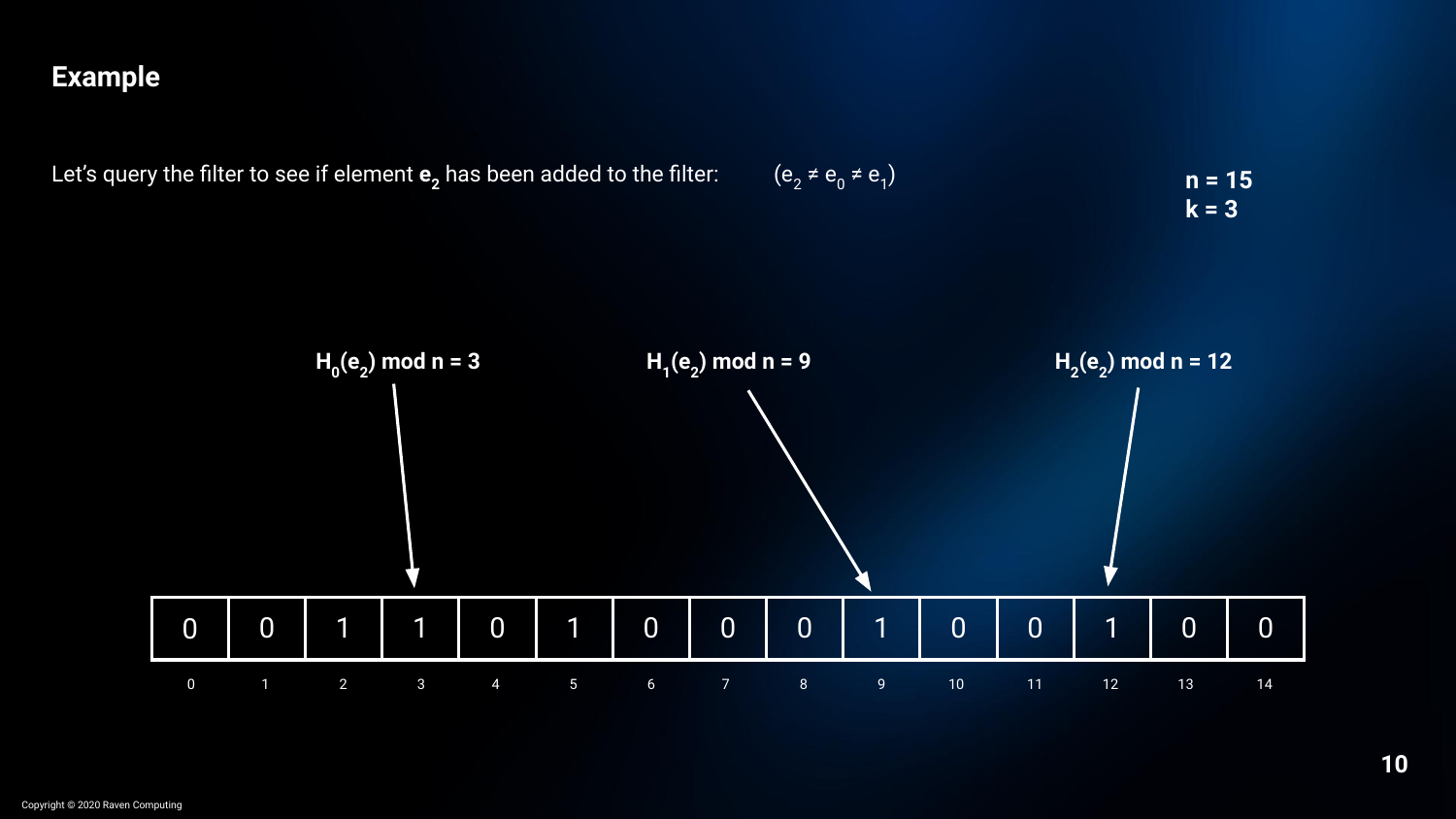# Example

Let's query the filter to see if element $\mathbf{e_2}$ has been added to the filter: $(e_2 \neq e_0 \neq e_1)$

**n = 15**
**k = 3**

**$H_0(e_2)$ mod n = 3** **$H_1(e_2)$ mod n = 9** **$H_2(e_2)$ mod n = 12**

| 0 | 1 | 2 | 3 | 4 | 5 | 6 | 7 | 8 | 9 | 10 | 11 | 12 | 13 | 14 |
|---|---|---|---|---|---|---|---|---|---|---|---|---|---|---|
| 0 | 0 | 1 | 1 | 0 | 1 | 0 | 0 | 0 | 1 | 0 | 0 | 1 | 0 | 0 |

Copyright © 2020 Raven Computing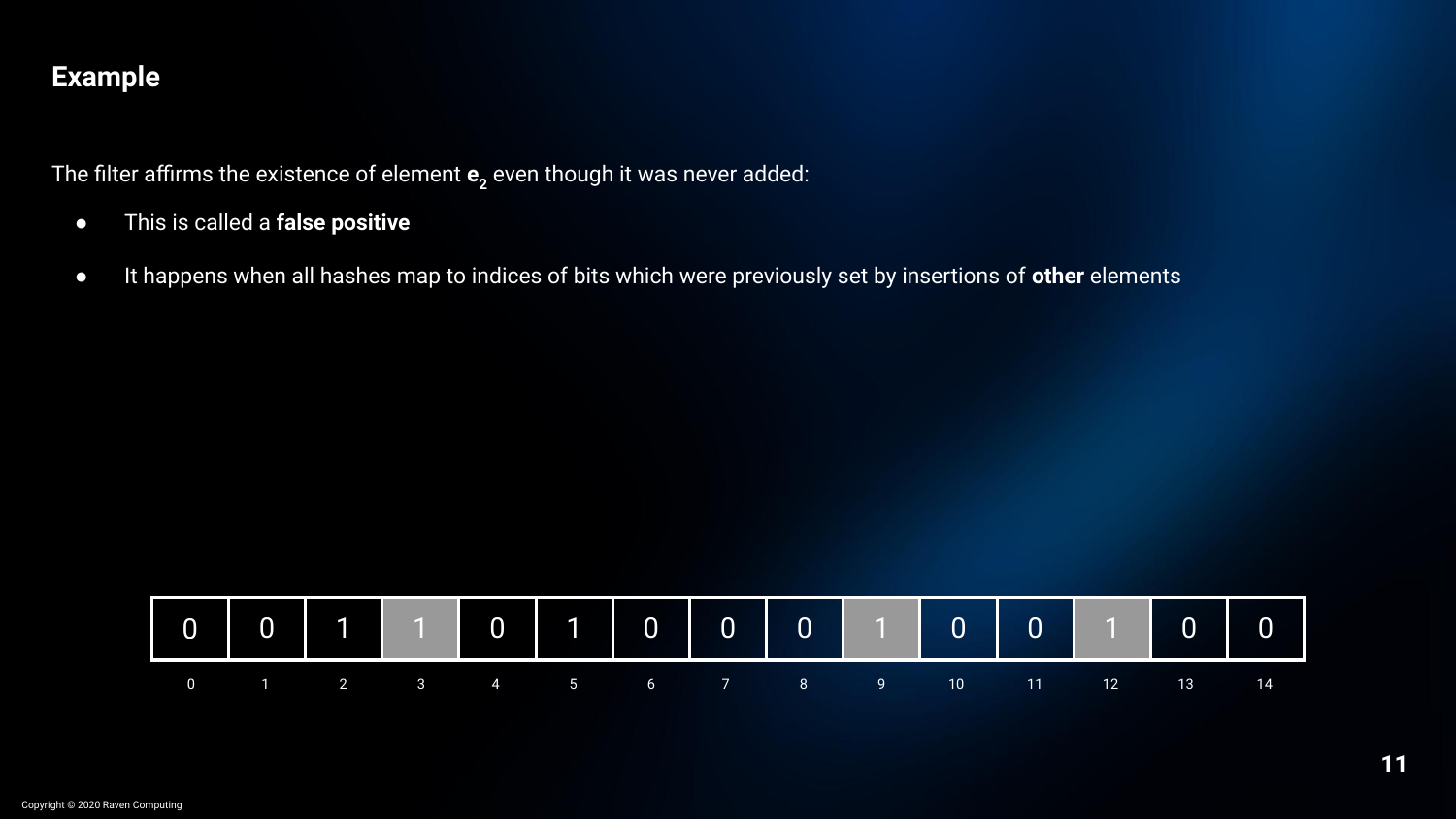## Example

The filter affirms the existence of element $e_2$ even though it was never added:

- This is called a **false positive**
- It happens when all hashes map to indices of bits which were previously set by insertions of **other** elements

| 0 | 0 | 1 | 1 | 0 | 1 | 0 | 0 | 0 | 1 | 0 | 0 | 1 | 0 | 0 |
|---|---|---|---|---|---|---|---|---|---|---|---|---|---|---|
| 0 | 1 | 2 | 3 | 4 | 5 | 6 | 7 | 8 | 9 | 10 | 11 | 12 | 13 | 14 |

Copyright © 2020 Raven Computing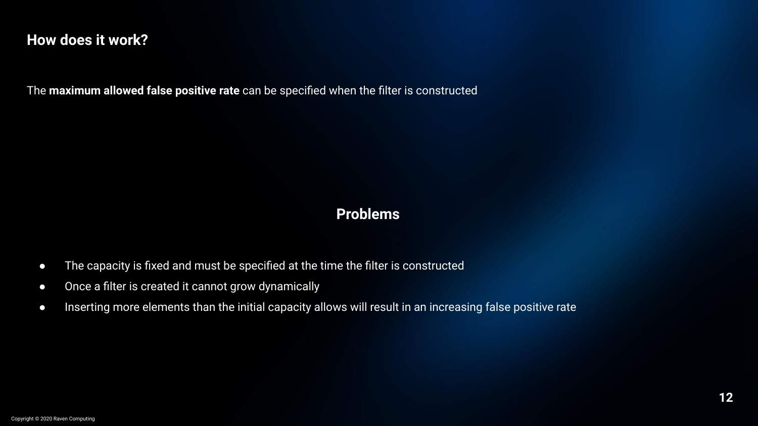## How does it work?

The **maximum allowed false positive rate** can be specified when the filter is constructed

### Problems

- The capacity is fixed and must be specified at the time the filter is constructed
- Once a filter is created it cannot grow dynamically
- Inserting more elements than the initial capacity allows will result in an increasing false positive rate

Copyright © 2020 Raven Computing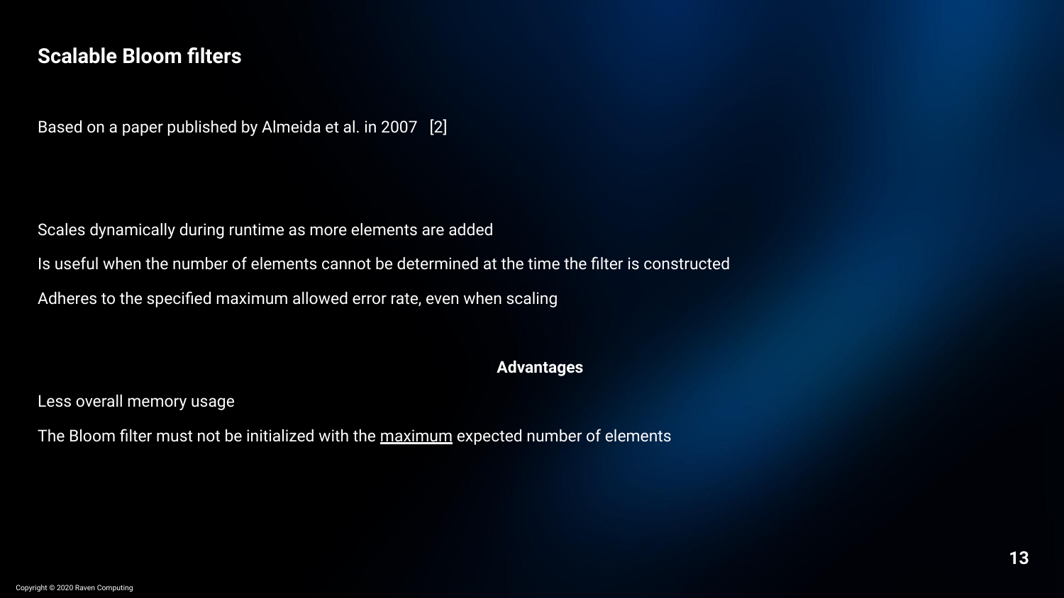## Scalable Bloom filters

Based on a paper published by Almeida et al. in 2007 [2]

Scales dynamically during runtime as more elements are added

Is useful when the number of elements cannot be determined at the time the filter is constructed

Adheres to the specified maximum allowed error rate, even when scaling

**Advantages**

Less overall memory usage

The Bloom filter must not be initialized with the <u>maximum</u> expected number of elements

Copyright © 2020 Raven Computing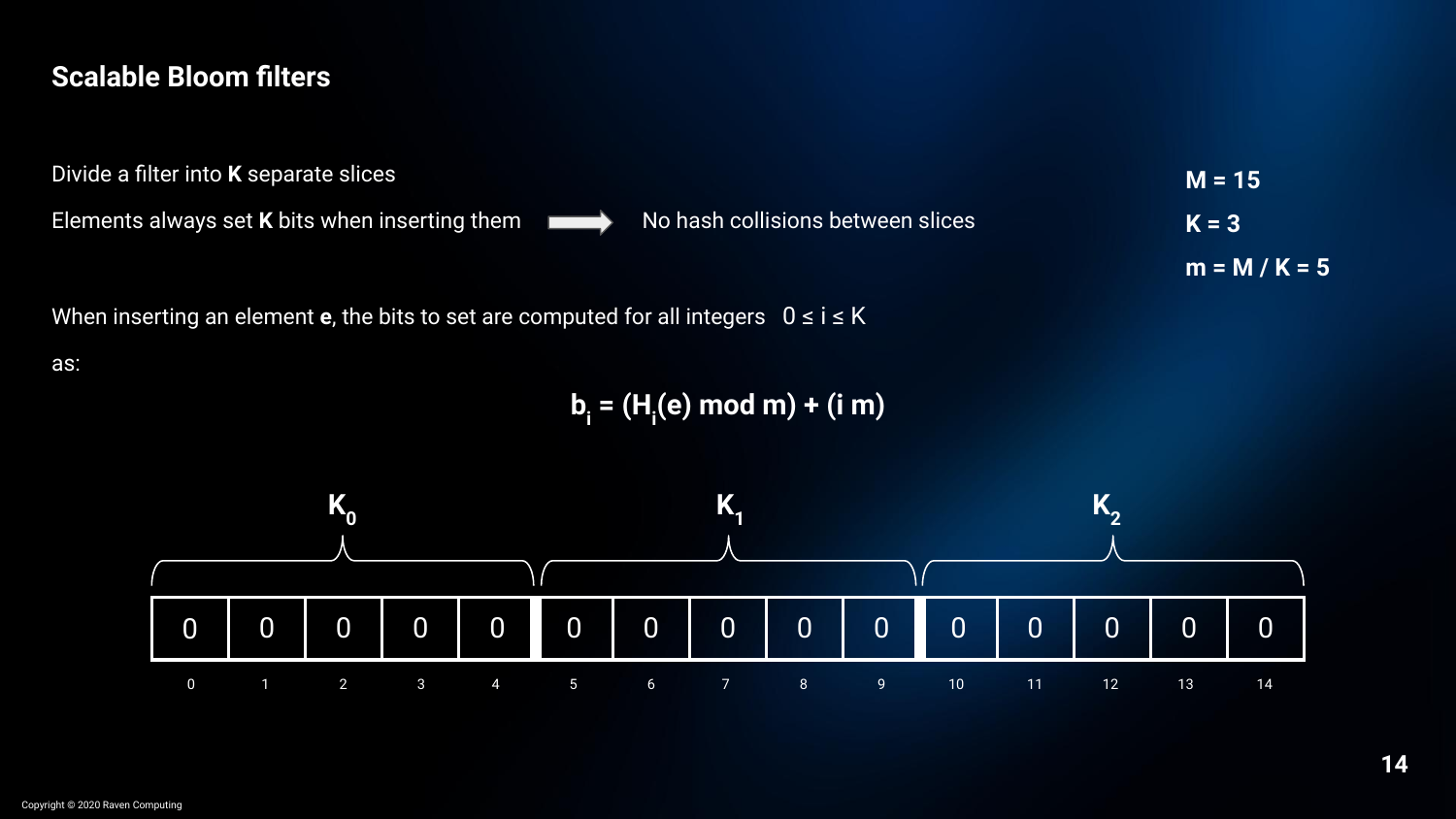## Scalable Bloom filters

Divide a filter into **K** separate slices

Elements always set **K** bits when inserting them ⟹ No hash collisions between slices

**M = 15**

**K = 3**

**m = M / K = 5**

When inserting an element **e**, the bits to set are computed for all integers $0 \leq i \leq K$ as:

$$b_i = (H_i(e) \bmod m) + (i\,m)$$

| | $K_0$ | | | | | $K_1$ | | | | | $K_2$ | | | |
|---|---|---|---|---|---|---|---|---|---|---|---|---|---|---|
| 0 | 0 | 0 | 0 | 0 | 0 | 0 | 0 | 0 | 0 | 0 | 0 | 0 | 0 | 0 |
| 0 | 1 | 2 | 3 | 4 | 5 | 6 | 7 | 8 | 9 | 10 | 11 | 12 | 13 | 14 |

Copyright © 2020 Raven Computing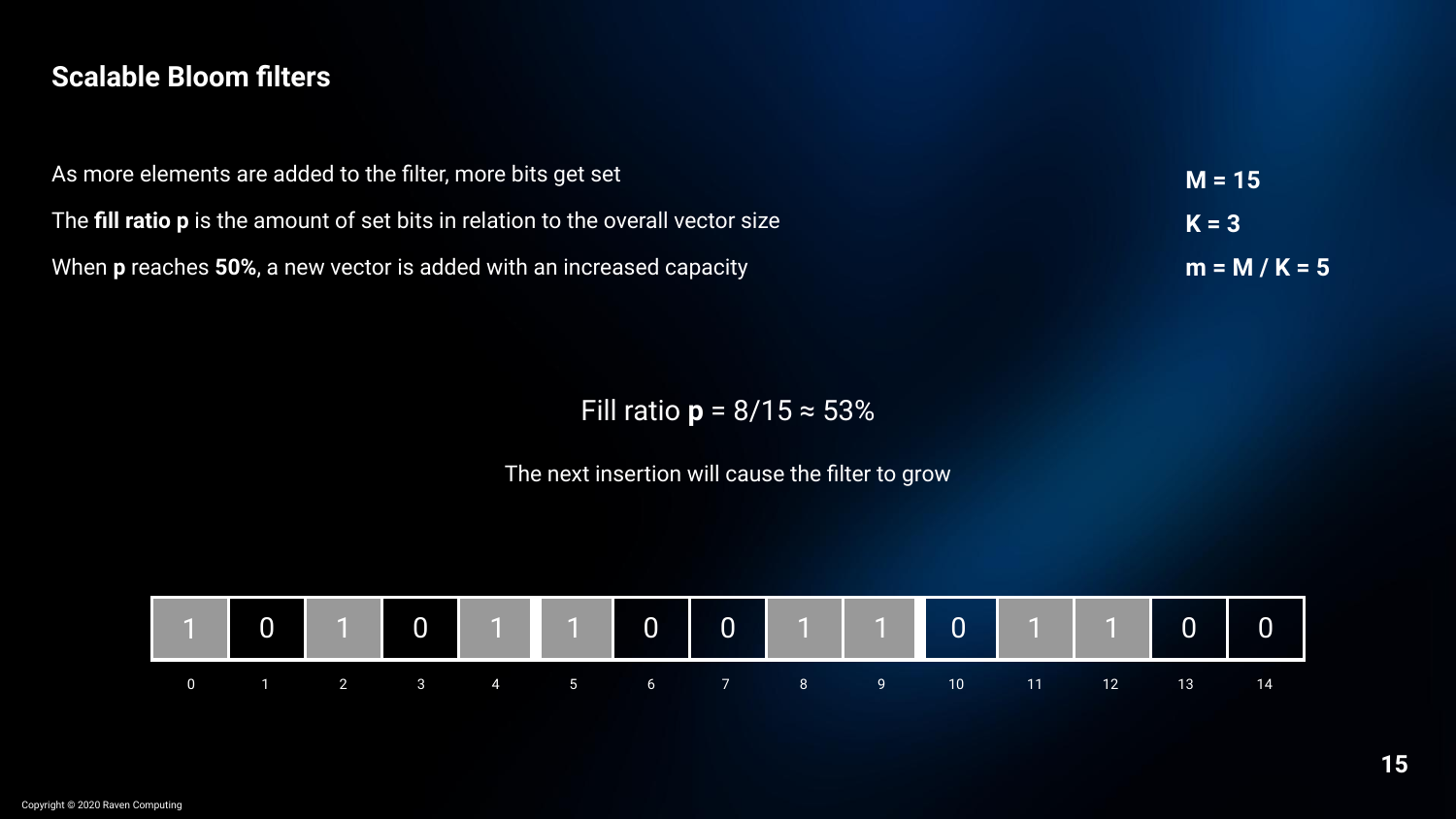## Scalable Bloom filters

As more elements are added to the filter, more bits get set

The **fill ratio p** is the amount of set bits in relation to the overall vector size

When **p** reaches **50%**, a new vector is added with an increased capacity

**M = 15**

**K = 3**

**m = M / K = 5**

Fill ratio **p** = 8/15 ≈ 53%

The next insertion will cause the filter to grow

| 0 | 1 | 2 | 3 | 4 | 5 | 6 | 7 | 8 | 9 | 10 | 11 | 12 | 13 | 14 |
|---|---|---|---|---|---|---|---|---|---|---|---|---|---|---|
| 1 | 0 | 1 | 0 | 1 | 1 | 0 | 0 | 1 | 1 | 0 | 1 | 1 | 0 | 0 |

Copyright © 2020 Raven Computing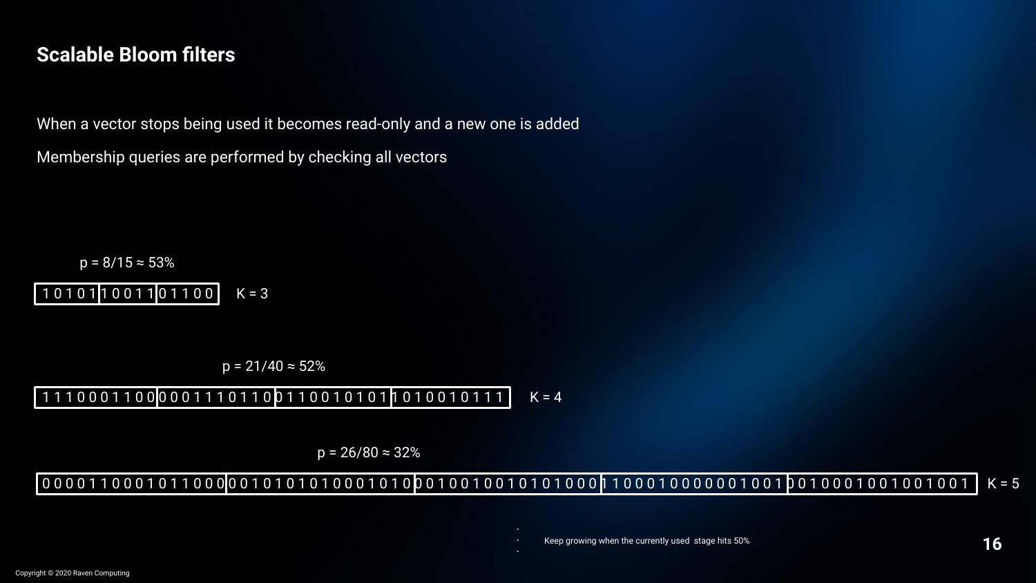# Scalable Bloom filters

When a vector stops being used it becomes read-only and a new one is added

Membership queries are performed by checking all vectors

$p = 8/15 \approx 53\%$

```
| 1 0 1 0 1 | 1 0 0 1 1 | 0 1 1 0 0 |   K = 3
```

$p = 21/40 \approx 52\%$

```
| 1 1 1 0 0 0 1 1 0 0 | 0 0 0 1 1 1 0 1 1 0 | 0 1 1 0 0 1 0 1 0 1 | 1 0 1 0 0 1 0 1 1 1 |   K = 4
```

$p = 26/80 \approx 32\%$

```
| 0 0 0 0 1 1 0 0 0 1 0 1 1 0 0 0 | 0 0 1 0 1 0 1 0 1 0 0 0 1 0 1 0 | 0 0 1 0 0 1 0 0 1 0 1 0 1 0 0 0 | 1 1 0 0 0 1 0 0 0 0 0 0 1 0 0 1 | 0 0 1 0 0 0 1 0 0 1 0 0 1 0 0 1 |   K = 5
```

⋮

Keep growing when the currently used stage hits 50%

Copyright © 2020 Raven Computing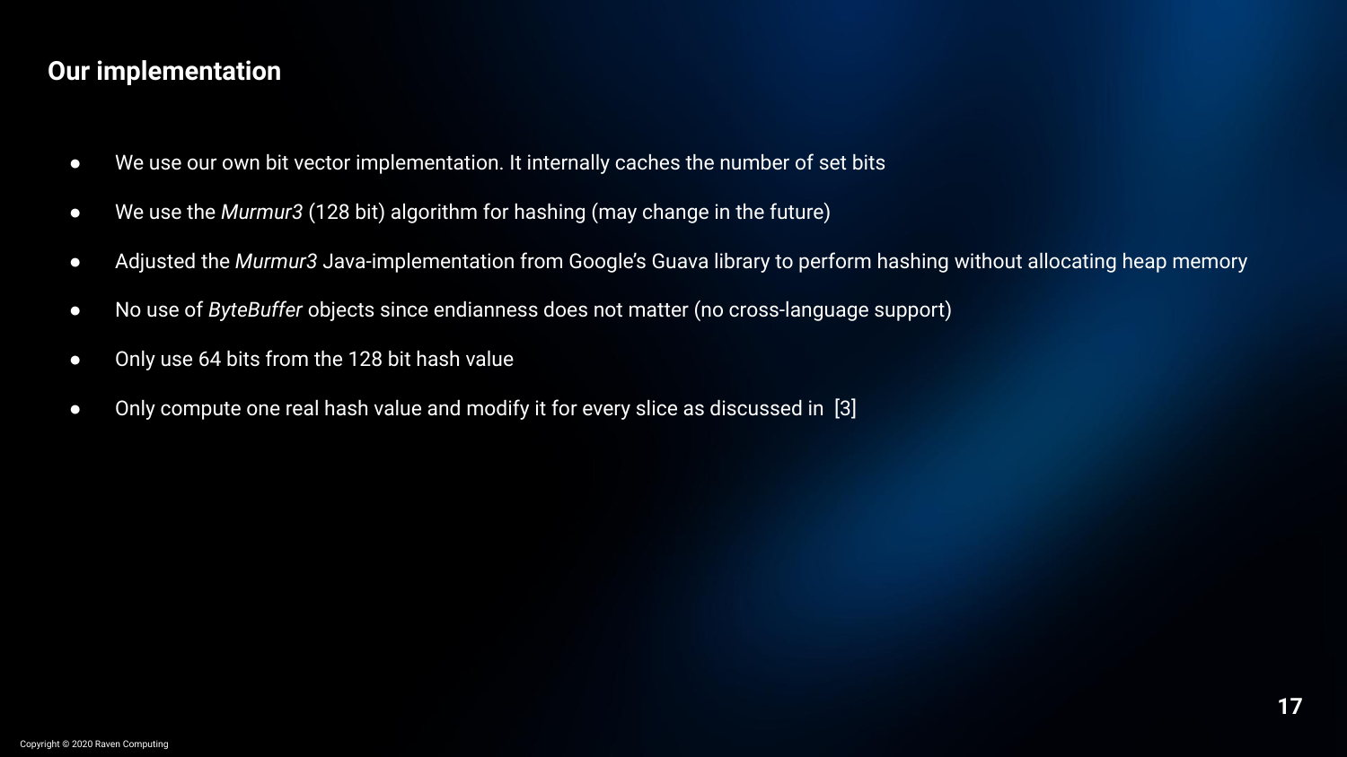## Our implementation

- We use our own bit vector implementation. It internally caches the number of set bits
- We use the *Murmur3* (128 bit) algorithm for hashing (may change in the future)
- Adjusted the *Murmur3* Java-implementation from Google's Guava library to perform hashing without allocating heap memory
- No use of *ByteBuffer* objects since endianness does not matter (no cross-language support)
- Only use 64 bits from the 128 bit hash value
- Only compute one real hash value and modify it for every slice as discussed in [3]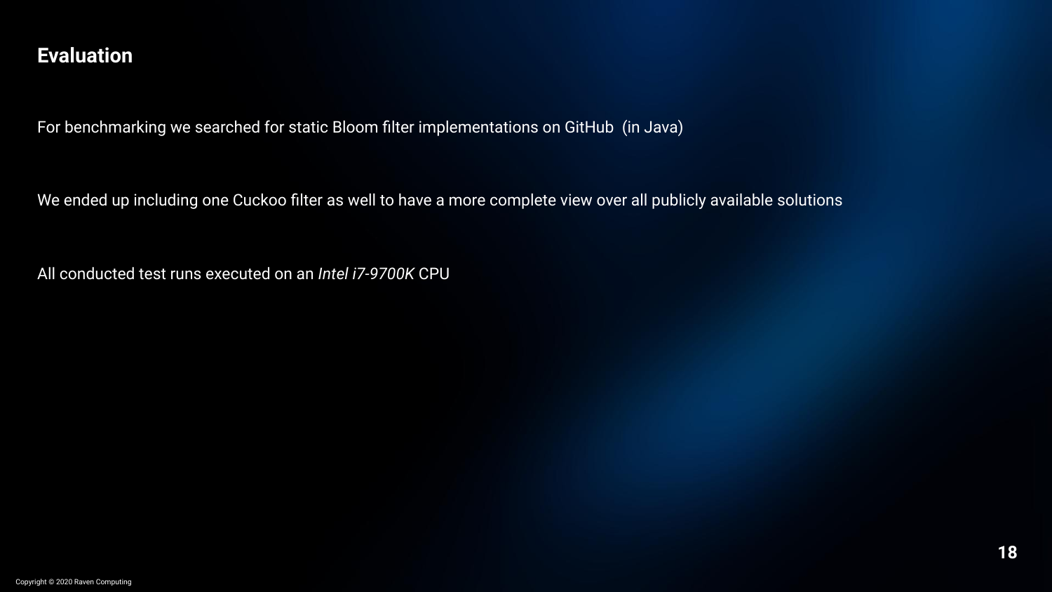## Evaluation

For benchmarking we searched for static Bloom filter implementations on GitHub  (in Java)

We ended up including one Cuckoo filter as well to have a more complete view over all publicly available solutions

All conducted test runs executed on an *Intel i7-9700K* CPU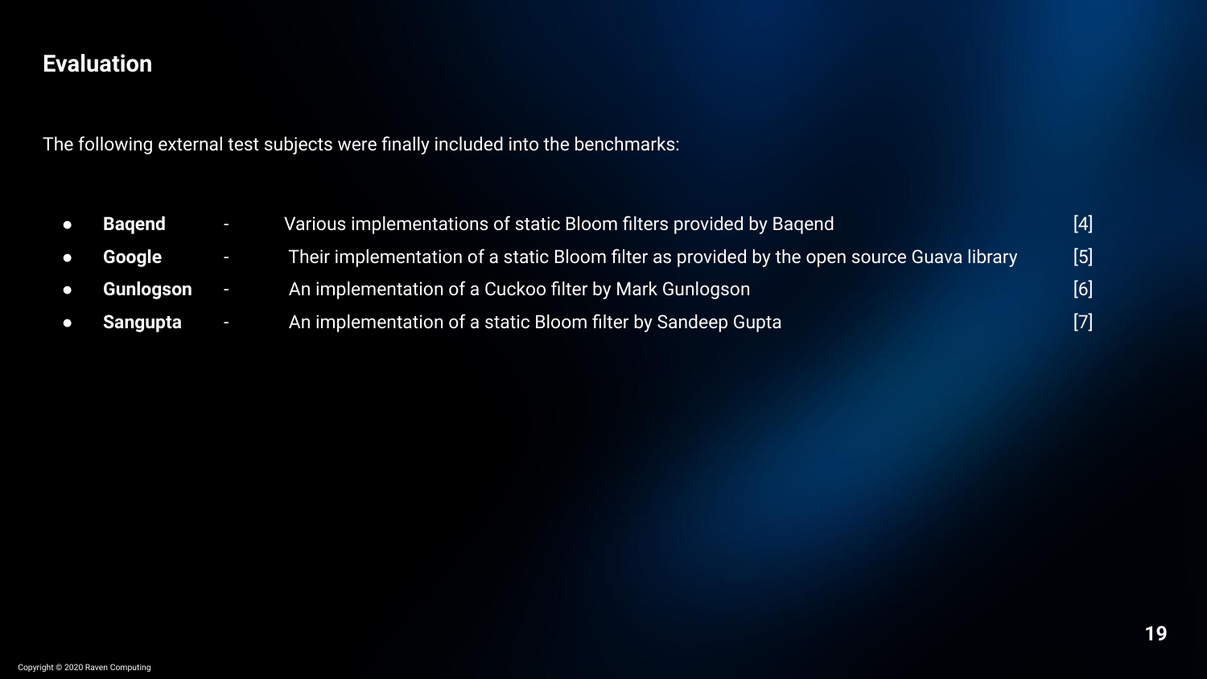## Evaluation

The following external test subjects were finally included into the benchmarks:

- **Baqend** - Various implementations of static Bloom filters provided by Baqend [4]
- **Google** - Their implementation of a static Bloom filter as provided by the open source Guava library [5]
- **Gunlogson** - An implementation of a Cuckoo filter by Mark Gunlogson [6]
- **Sangupta** - An implementation of a static Bloom filter by Sandeep Gupta [7]

Copyright © 2020 Raven Computing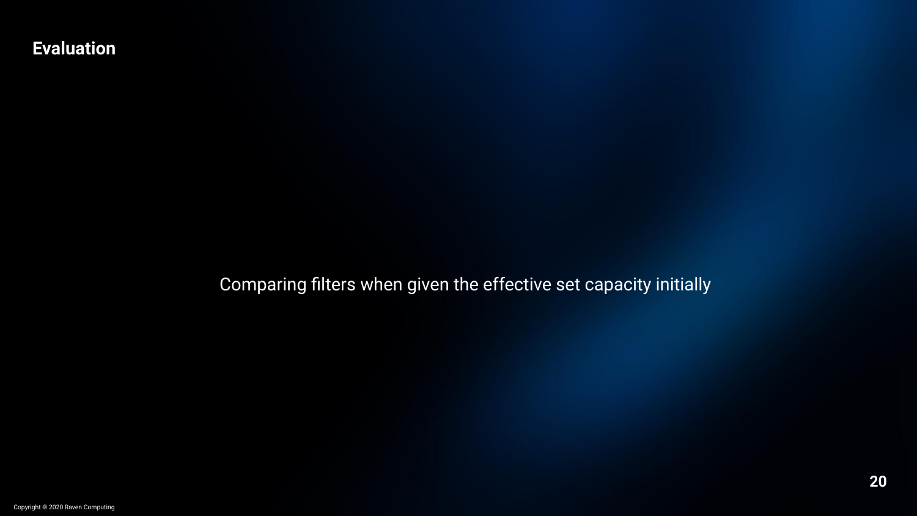# Evaluation

Comparing filters when given the effective set capacity initially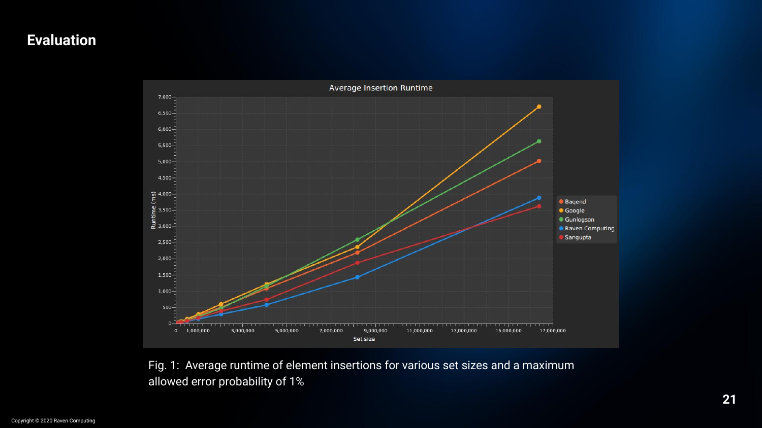# Evaluation

Fig. 1: Average runtime of element insertions for various set sizes and a maximum allowed error probability of 1%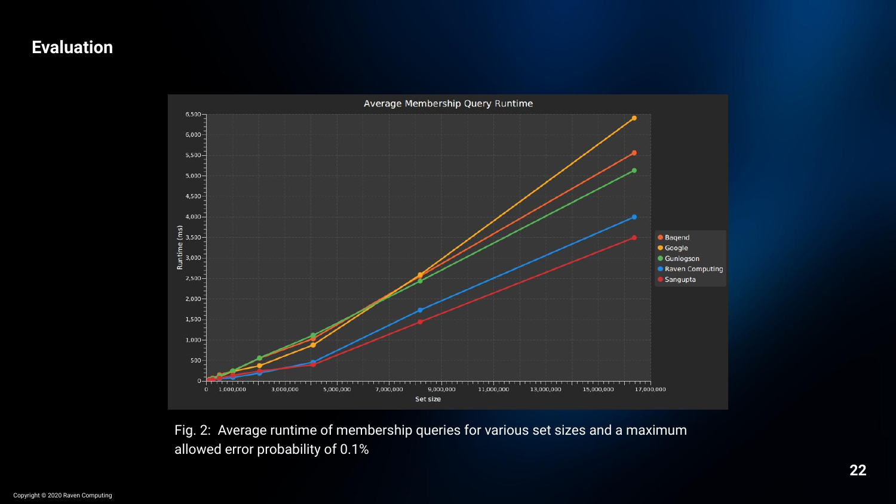# Evaluation

Fig. 2: Average runtime of membership queries for various set sizes and a maximum allowed error probability of 0.1%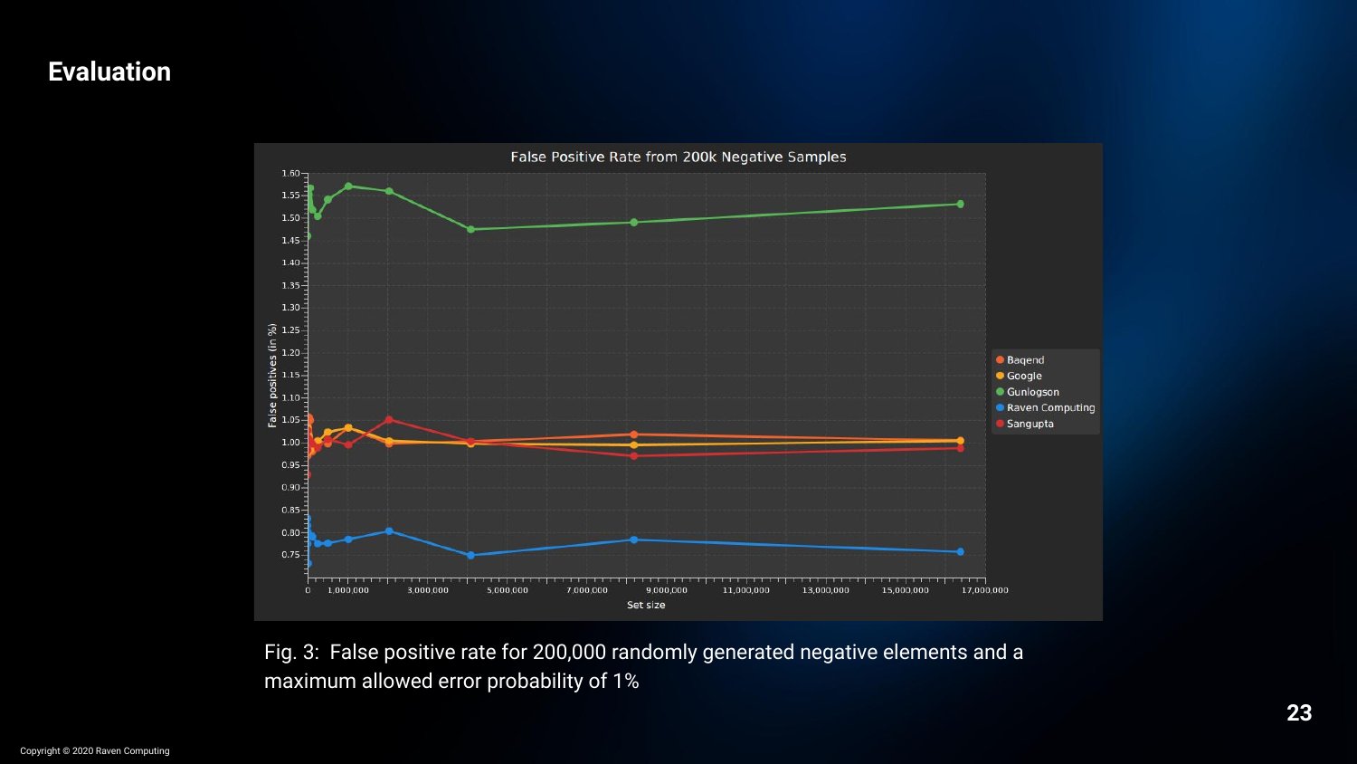## Evaluation

Fig. 3: False positive rate for 200,000 randomly generated negative elements and a maximum allowed error probability of 1%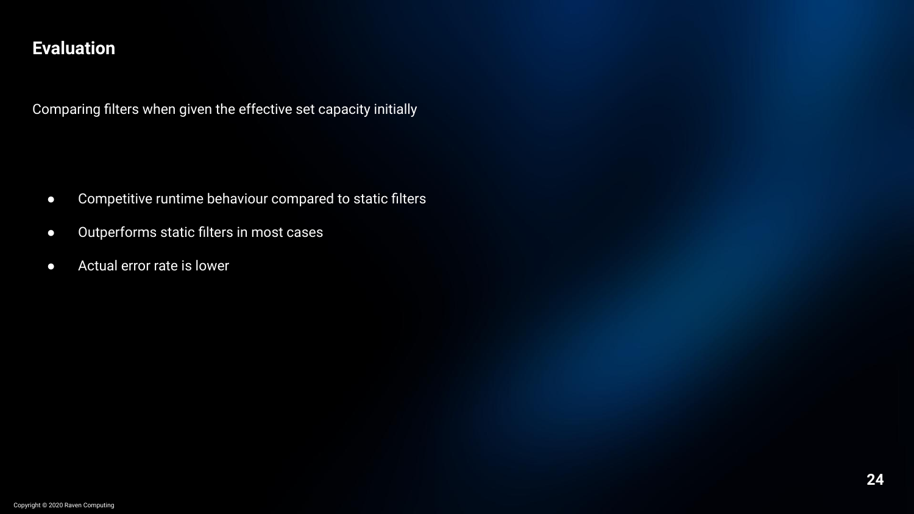## Evaluation

Comparing filters when given the effective set capacity initially

- Competitive runtime behaviour compared to static filters
- Outperforms static filters in most cases
- Actual error rate is lower

Copyright © 2020 Raven Computing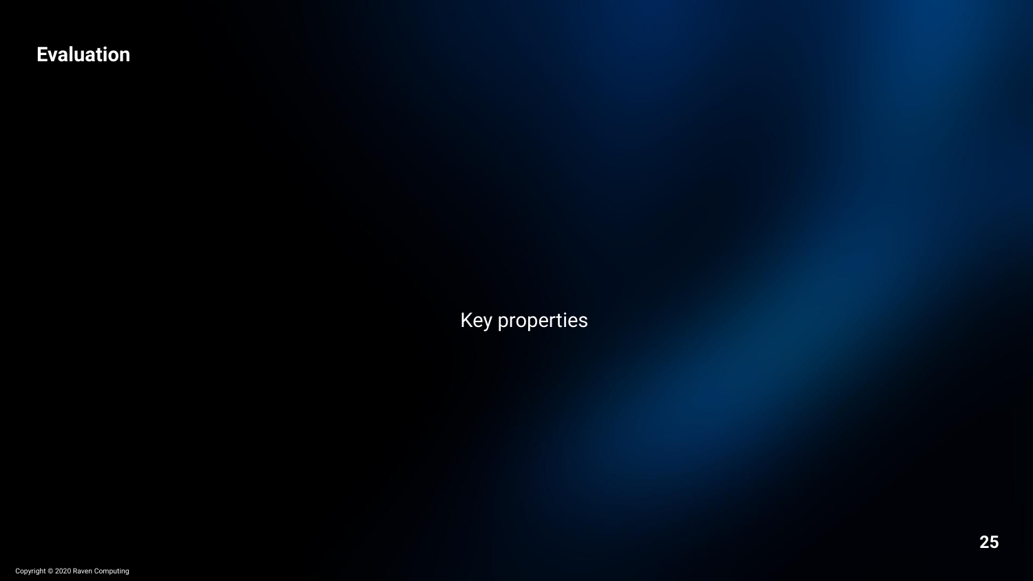## Evaluation

Key properties

Copyright © 2020 Raven Computing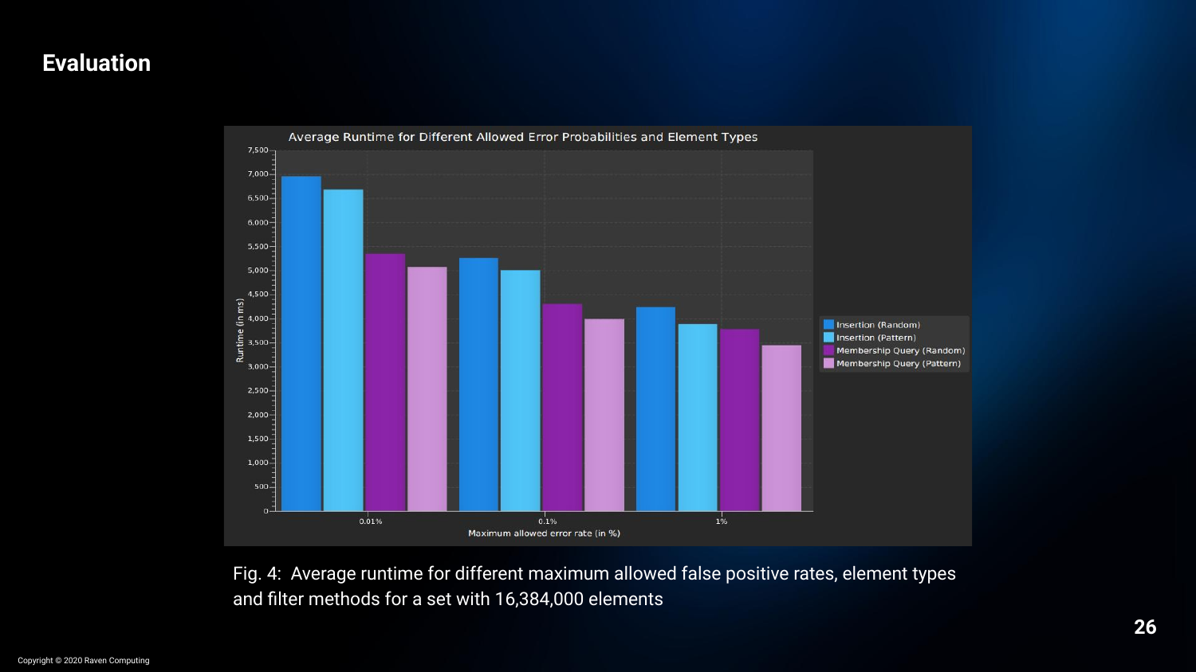# Evaluation

Fig. 4: Average runtime for different maximum allowed false positive rates, element types and filter methods for a set with 16,384,000 elements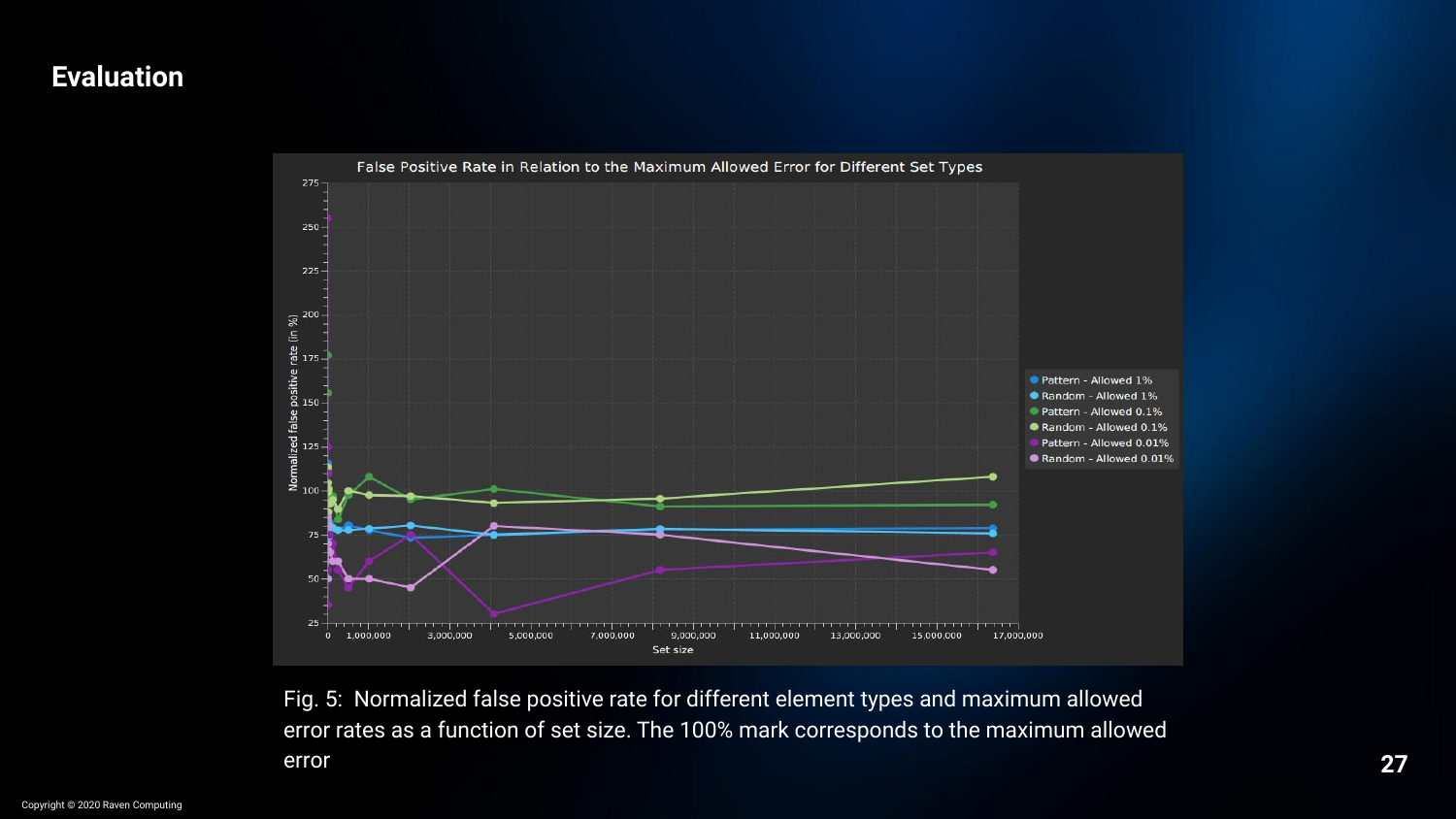# Evaluation

Fig. 5: Normalized false positive rate for different element types and maximum allowed error rates as a function of set size. The 100% mark corresponds to the maximum allowed error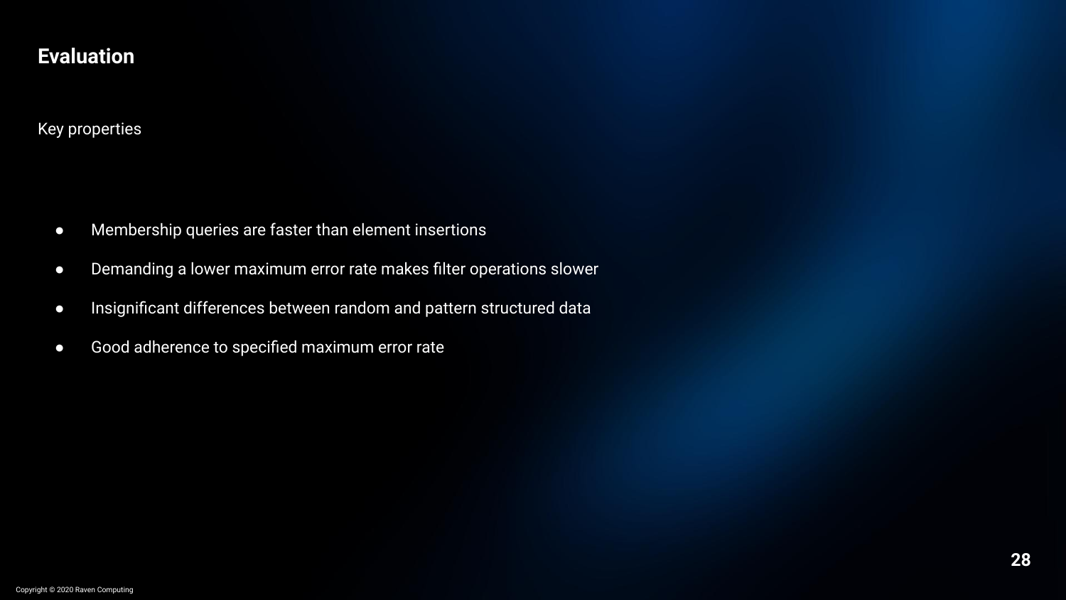# Evaluation

Key properties

- Membership queries are faster than element insertions
- Demanding a lower maximum error rate makes filter operations slower
- Insignificant differences between random and pattern structured data
- Good adherence to specified maximum error rate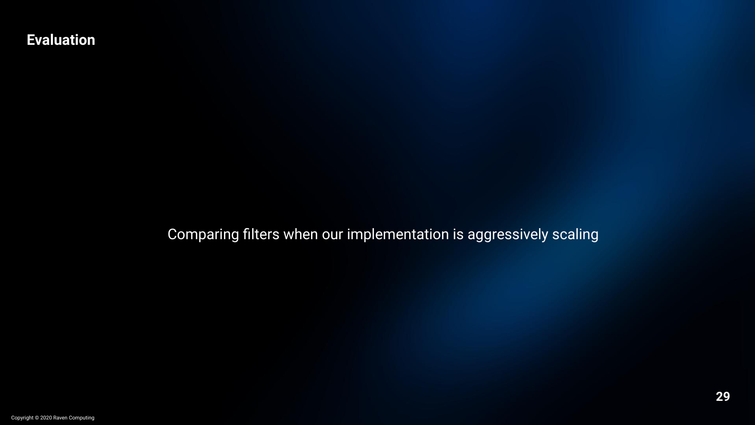## Evaluation

Comparing filters when our implementation is aggressively scaling

Copyright © 2020 Raven Computing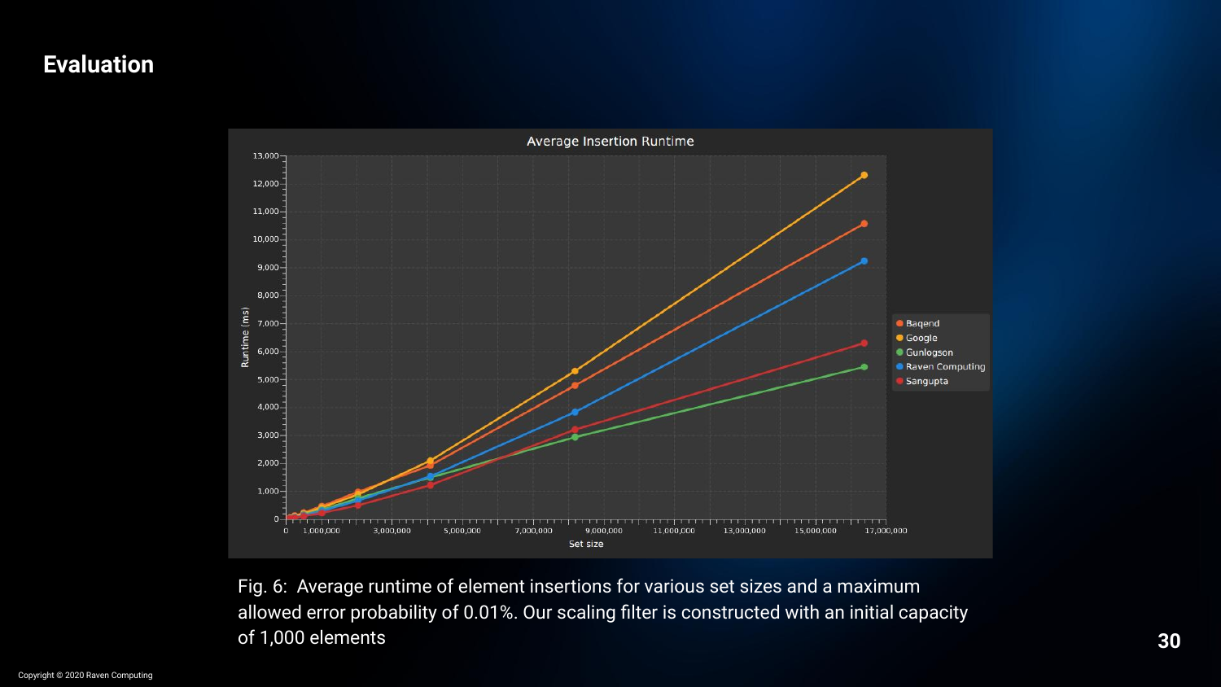# Evaluation

Fig. 6: Average runtime of element insertions for various set sizes and a maximum allowed error probability of 0.01%. Our scaling filter is constructed with an initial capacity of 1,000 elements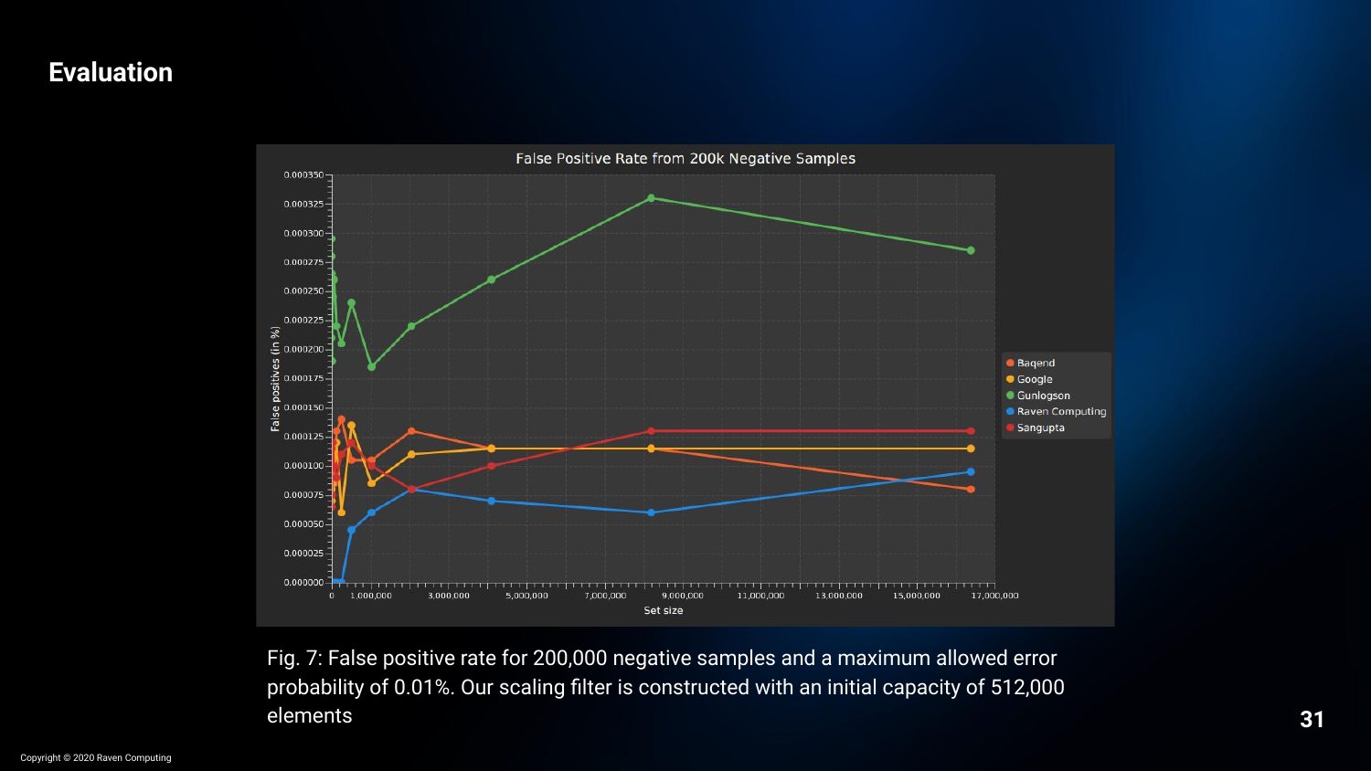# Evaluation

Fig. 7: False positive rate for 200,000 negative samples and a maximum allowed error probability of 0.01%. Our scaling filter is constructed with an initial capacity of 512,000 elements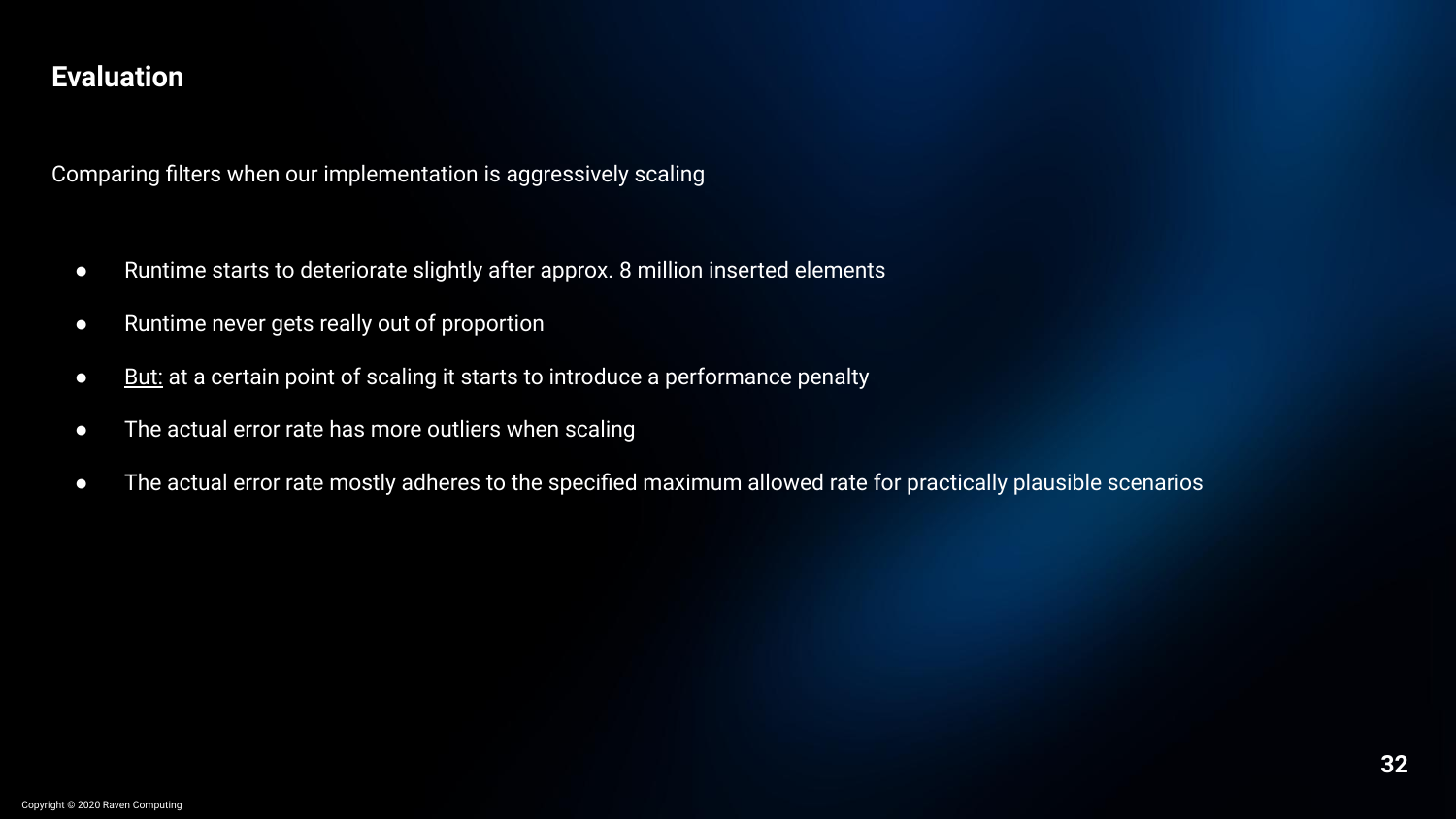## Evaluation

Comparing filters when our implementation is aggressively scaling

- Runtime starts to deteriorate slightly after approx. 8 million inserted elements
- Runtime never gets really out of proportion
- <u>But:</u> at a certain point of scaling it starts to introduce a performance penalty
- The actual error rate has more outliers when scaling
- The actual error rate mostly adheres to the specified maximum allowed rate for practically plausible scenarios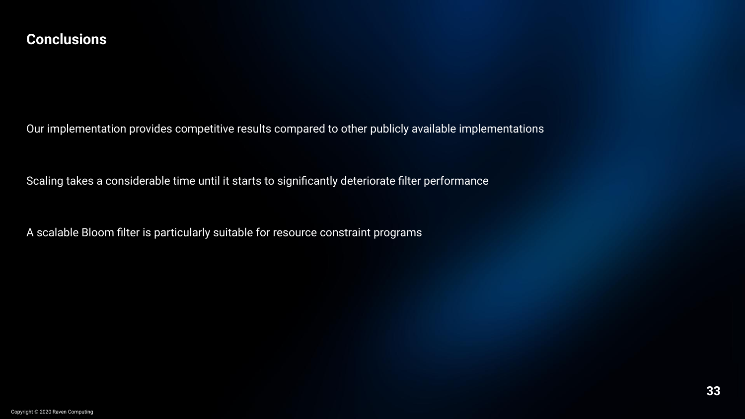# Conclusions

Our implementation provides competitive results compared to other publicly available implementations

Scaling takes a considerable time until it starts to significantly deteriorate filter performance

A scalable Bloom filter is particularly suitable for resource constraint programs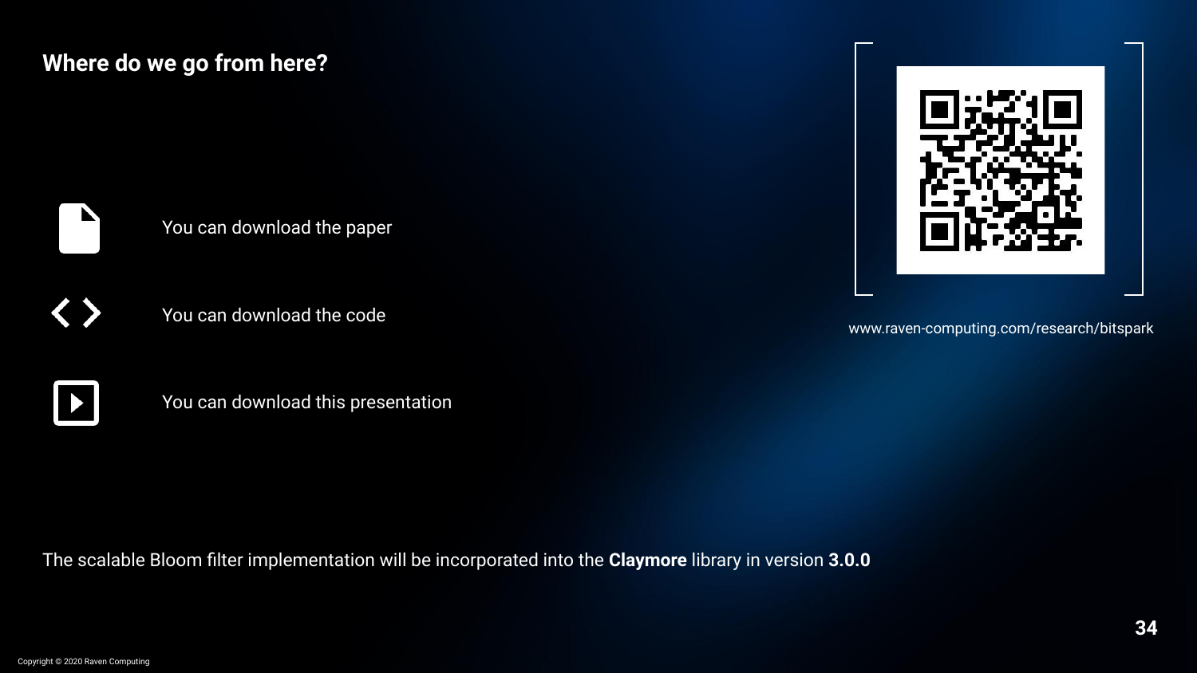## Where do we go from here?

- You can download the paper
- You can download the code
- You can download this presentation

www.raven-computing.com/research/bitspark

The scalable Bloom filter implementation will be incorporated into the **Claymore** library in version **3.0.0**

Copyright © 2020 Raven Computing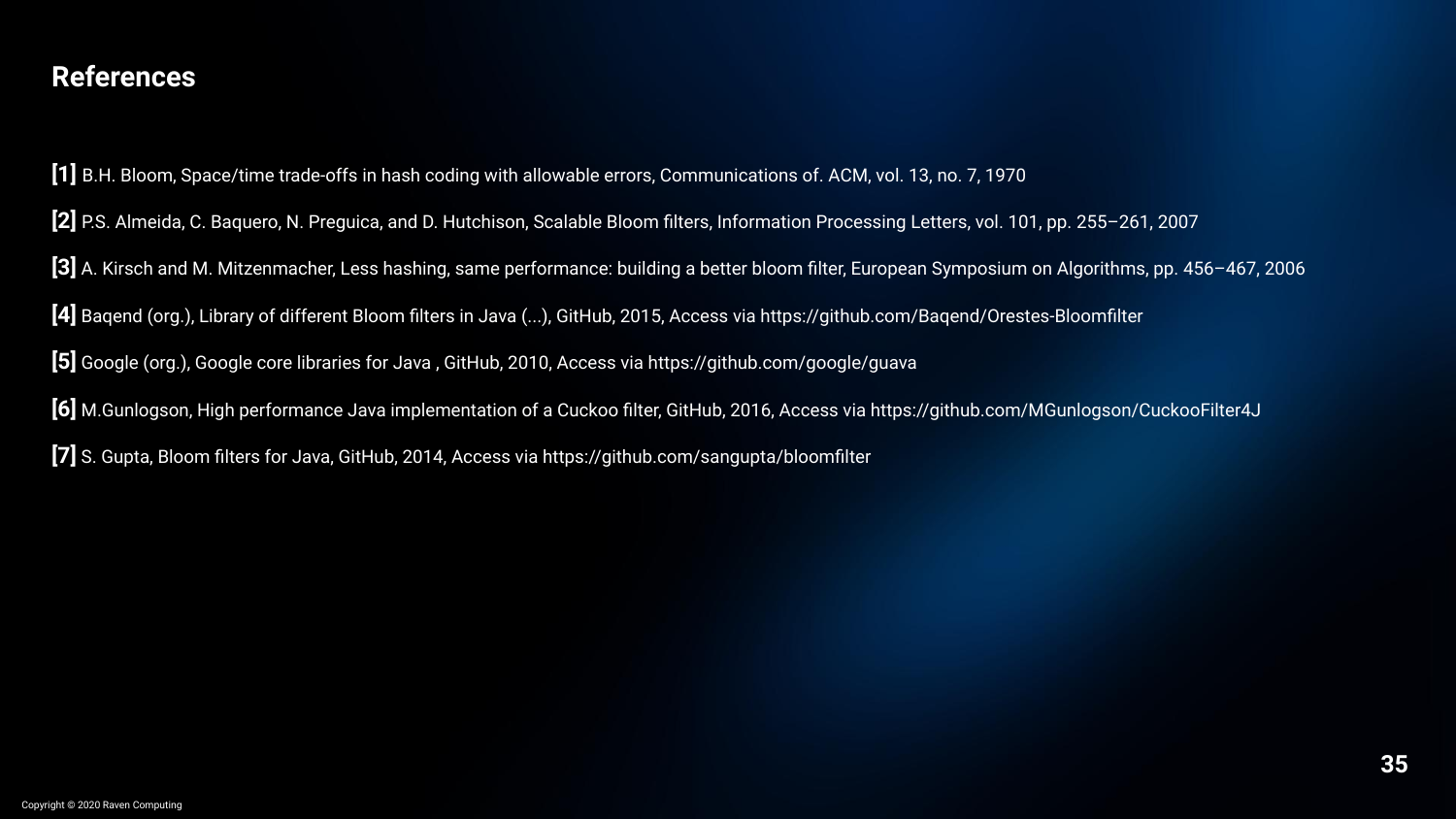## References

**[1]** B.H. Bloom, Space/time trade-offs in hash coding with allowable errors, Communications of. ACM, vol. 13, no. 7, 1970

**[2]** P.S. Almeida, C. Baquero, N. Preguica, and D. Hutchison, Scalable Bloom filters, Information Processing Letters, vol. 101, pp. 255–261, 2007

**[3]** A. Kirsch and M. Mitzenmacher, Less hashing, same performance: building a better bloom filter, European Symposium on Algorithms, pp. 456–467, 2006

**[4]** Baqend (org.), Library of different Bloom filters in Java (...), GitHub, 2015, Access via https://github.com/Baqend/Orestes-Bloomfilter

**[5]** Google (org.), Google core libraries for Java , GitHub, 2010, Access via https://github.com/google/guava

**[6]** M.Gunlogson, High performance Java implementation of a Cuckoo filter, GitHub, 2016, Access via https://github.com/MGunlogson/CuckooFilter4J

**[7]** S. Gupta, Bloom filters for Java, GitHub, 2014, Access via https://github.com/sangupta/bloomfilter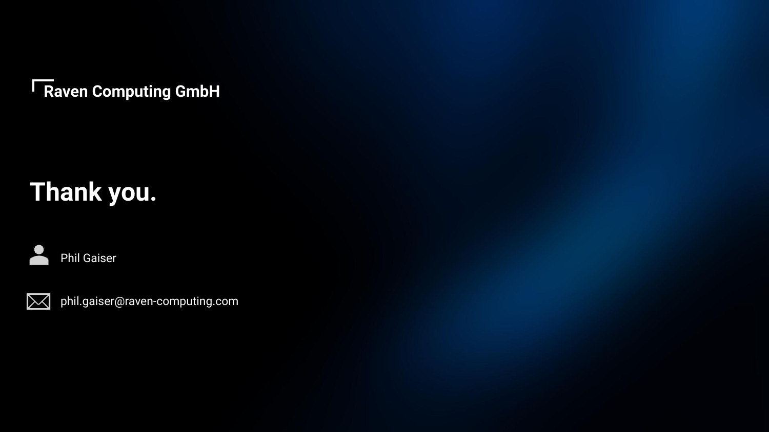Raven Computing GmbH

# Thank you.

Phil Gaiser

phil.gaiser@raven-computing.com